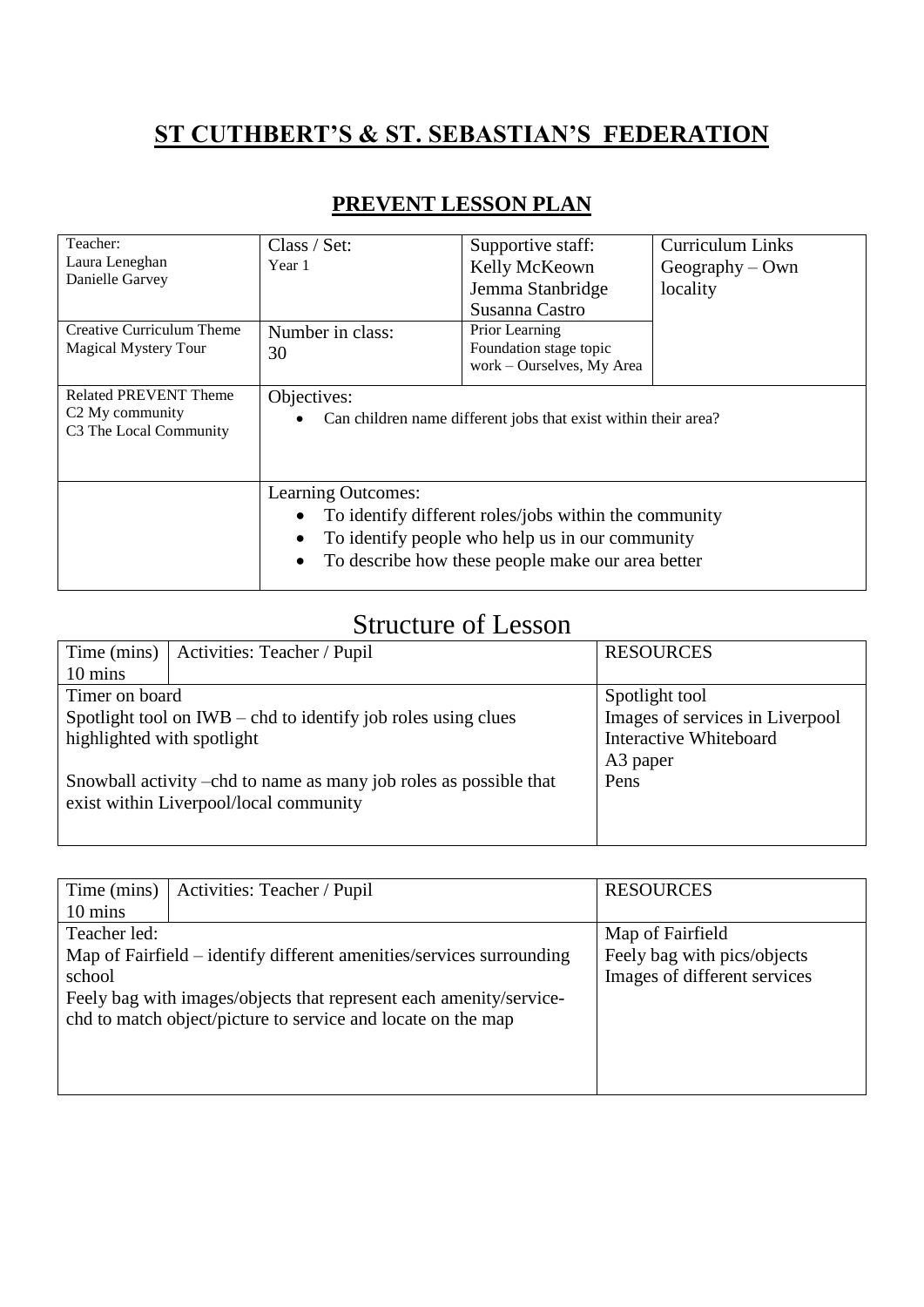# ST CUTHBERT'S & ST. SEBASTIAN'S FEDERATION

## PREVENT LESSON PLAN

| Teacher:<br>Laura Leneghan<br>Danielle Garvey | Class / Set:<br>Year 1 | Supportive staff:<br>Kelly McKeown<br>Jemma Stanbridge<br>Susanna Castro | Curriculum Links<br>Geography – Own locality |
|---|---|---|---|
| Creative Curriculum Theme<br>Magical Mystery Tour | Number in class:<br>30 | Prior Learning<br>Foundation stage topic work – Ourselves, My Area | |
| Related PREVENT Theme<br>C2 My community<br>C3 The Local Community | Objectives:<br>• Can children name different jobs that exist within their area? | | |
| | Learning Outcomes:<br>• To identify different roles/jobs within the community<br>• To identify people who help us in our community<br>• To describe how these people make our area better | | |

# Structure of Lesson

| Time (mins)<br>10 mins | Activities: Teacher / Pupil | RESOURCES |
|---|---|---|
| Timer on board<br>Spotlight tool on IWB – chd to identify job roles using clues highlighted with spotlight<br><br>Snowball activity –chd to name as many job roles as possible that exist within Liverpool/local community | | Spotlight tool<br>Images of services in Liverpool<br>Interactive Whiteboard<br>A3 paper<br>Pens |

| Time (mins)<br>10 mins | Activities: Teacher / Pupil | RESOURCES |
|---|---|---|
| Teacher led:<br>Map of Fairfield – identify different amenities/services surrounding school<br>Feely bag with images/objects that represent each amenity/service-chd to match object/picture to service and locate on the map | | Map of Fairfield<br>Feely bag with pics/objects<br>Images of different services |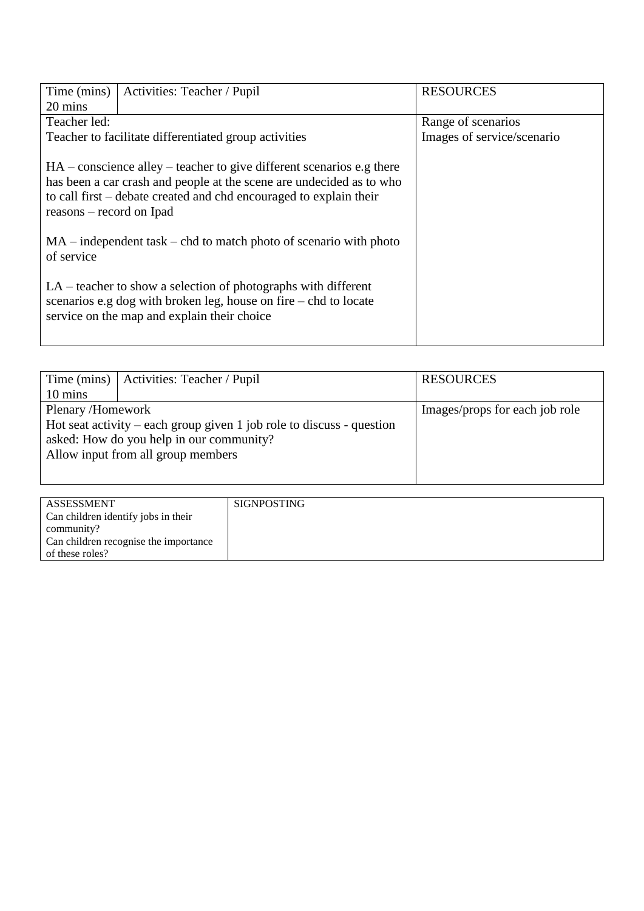| Time (mins) 20 mins | Activities: Teacher / Pupil | RESOURCES |
|---|---|---|
| Teacher led:<br>Teacher to facilitate differentiated group activities<br><br>HA – conscience alley – teacher to give different scenarios e.g there has been a car crash and people at the scene are undecided as to who to call first – debate created and chd encouraged to explain their reasons – record on Ipad<br><br>MA – independent task – chd to match photo of scenario with photo of service<br><br>LA – teacher to show a selection of photographs with different scenarios e.g dog with broken leg, house on fire – chd to locate service on the map and explain their choice | | Range of scenarios<br>Images of service/scenario |

| Time (mins) 10 mins | Activities: Teacher / Pupil | RESOURCES |
|---|---|---|
| Plenary /Homework<br>Hot seat activity – each group given 1 job role to discuss - question asked: How do you help in our community?<br>Allow input from all group members | | Images/props for each job role |

| ASSESSMENT | SIGNPOSTING |
|---|---|
| Can children identify jobs in their community?<br>Can children recognise the importance of these roles? | |